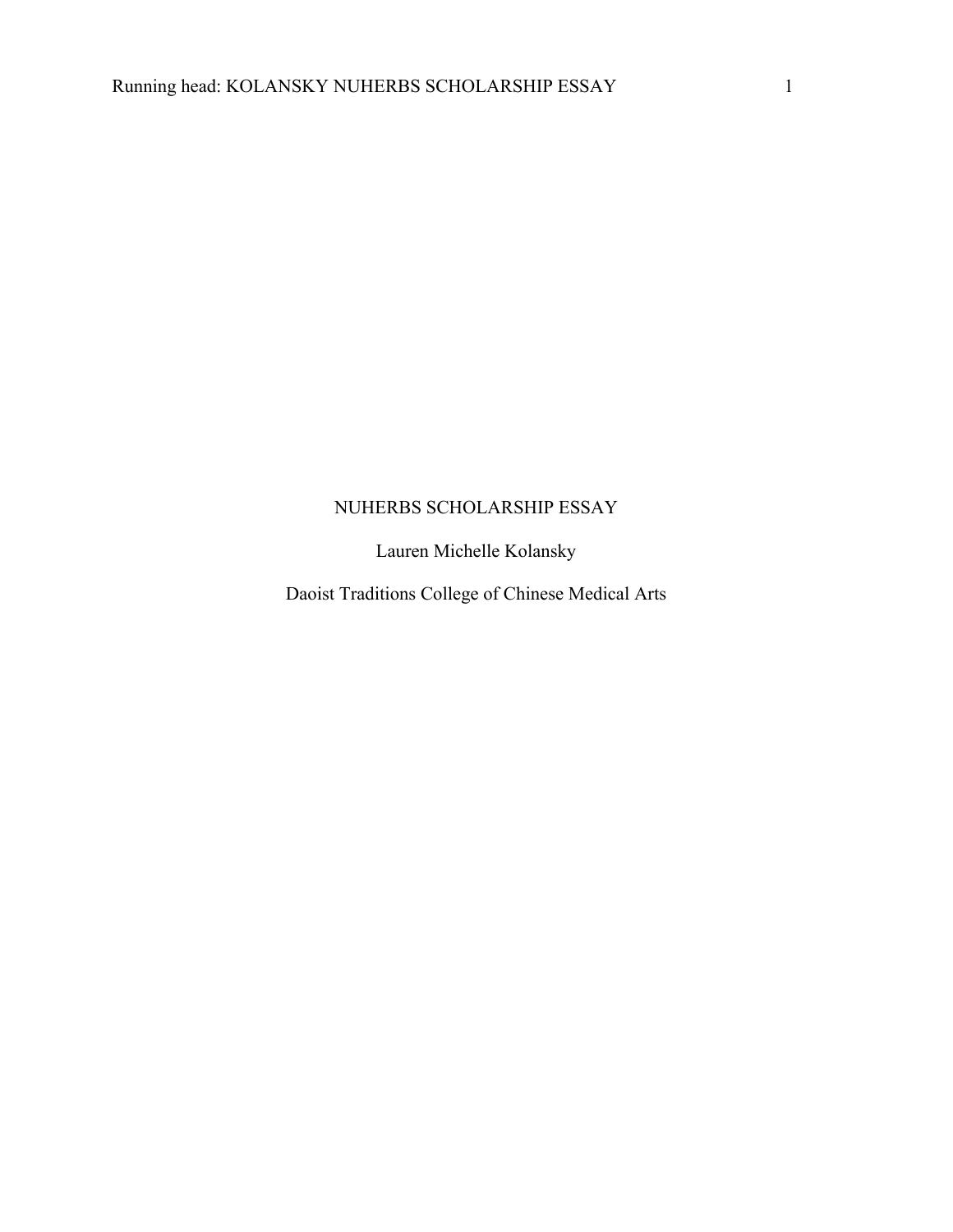# NUHERBS SCHOLARSHIP ESSAY

Lauren Michelle Kolansky

Daoist Traditions College of Chinese Medical Arts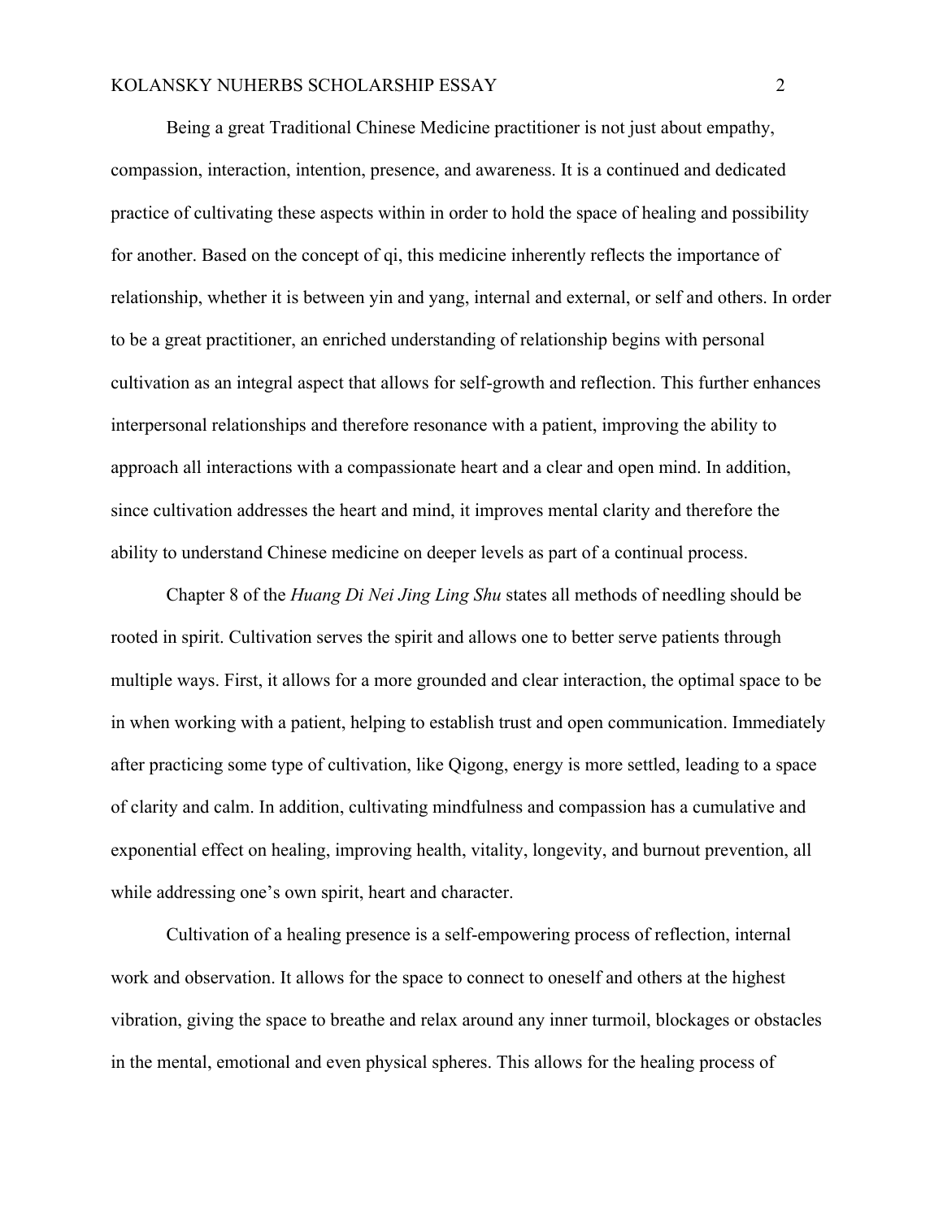Being a great Traditional Chinese Medicine practitioner is not just about empathy, compassion, interaction, intention, presence, and awareness. It is a continued and dedicated practice of cultivating these aspects within in order to hold the space of healing and possibility for another. Based on the concept of qi, this medicine inherently reflects the importance of relationship, whether it is between yin and yang, internal and external, or self and others. In order to be a great practitioner, an enriched understanding of relationship begins with personal cultivation as an integral aspect that allows for self-growth and reflection. This further enhances interpersonal relationships and therefore resonance with a patient, improving the ability to approach all interactions with a compassionate heart and a clear and open mind. In addition, since cultivation addresses the heart and mind, it improves mental clarity and therefore the ability to understand Chinese medicine on deeper levels as part of a continual process.

Chapter 8 of the *Huang Di Nei Jing Ling Shu* states all methods of needling should be rooted in spirit. Cultivation serves the spirit and allows one to better serve patients through multiple ways. First, it allows for a more grounded and clear interaction, the optimal space to be in when working with a patient, helping to establish trust and open communication. Immediately after practicing some type of cultivation, like Qigong, energy is more settled, leading to a space of clarity and calm. In addition, cultivating mindfulness and compassion has a cumulative and exponential effect on healing, improving health, vitality, longevity, and burnout prevention, all while addressing one's own spirit, heart and character.

Cultivation of a healing presence is a self-empowering process of reflection, internal work and observation. It allows for the space to connect to oneself and others at the highest vibration, giving the space to breathe and relax around any inner turmoil, blockages or obstacles in the mental, emotional and even physical spheres. This allows for the healing process of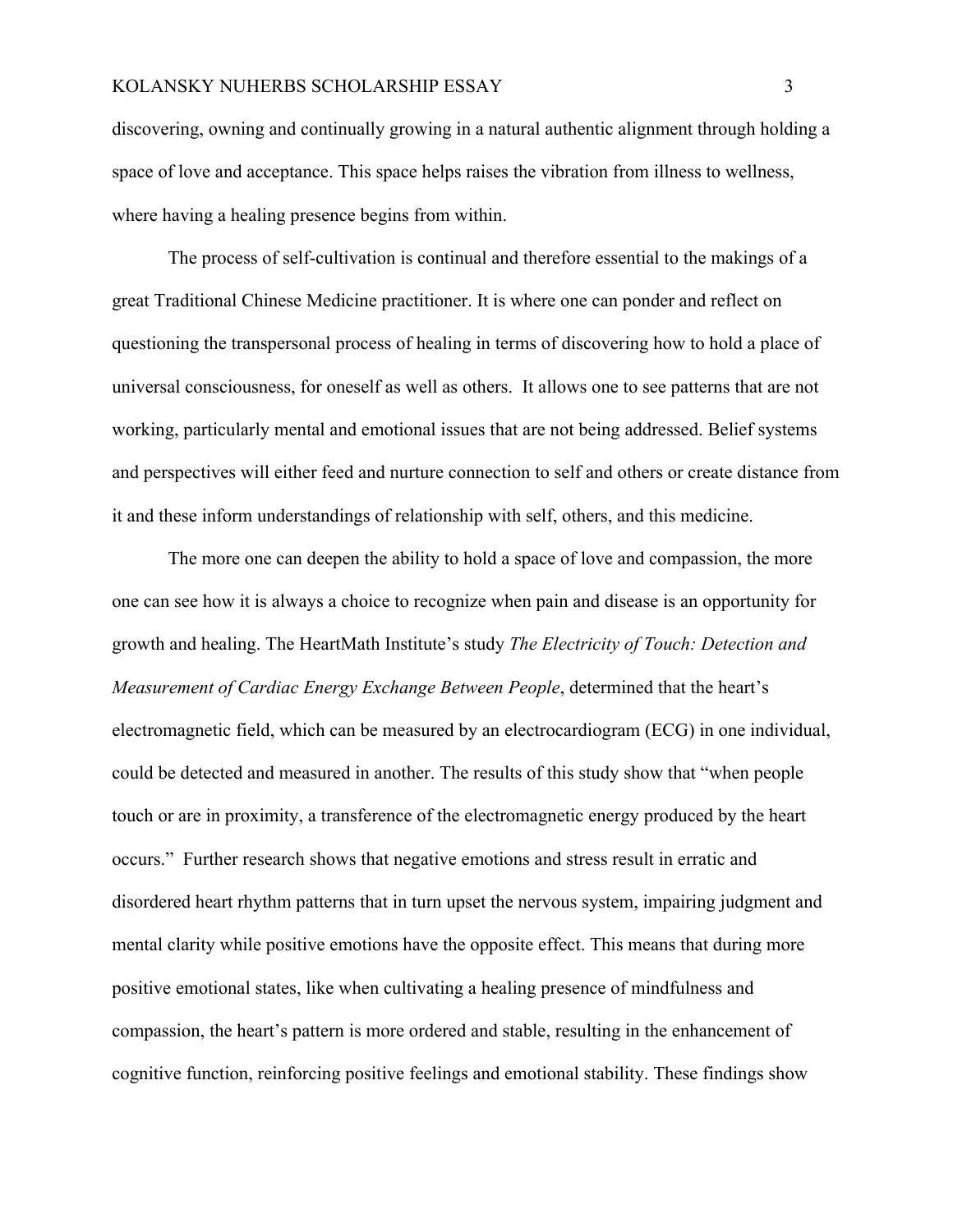discovering, owning and continually growing in a natural authentic alignment through holding a space of love and acceptance. This space helps raises the vibration from illness to wellness, where having a healing presence begins from within.

The process of self-cultivation is continual and therefore essential to the makings of a great Traditional Chinese Medicine practitioner. It is where one can ponder and reflect on questioning the transpersonal process of healing in terms of discovering how to hold a place of universal consciousness, for oneself as well as others. It allows one to see patterns that are not working, particularly mental and emotional issues that are not being addressed. Belief systems and perspectives will either feed and nurture connection to self and others or create distance from it and these inform understandings of relationship with self, others, and this medicine.

The more one can deepen the ability to hold a space of love and compassion, the more one can see how it is always a choice to recognize when pain and disease is an opportunity for growth and healing. The HeartMath Institute's study *The Electricity of Touch: Detection and Measurement of Cardiac Energy Exchange Between People*, determined that the heart's electromagnetic field, which can be measured by an electrocardiogram (ECG) in one individual, could be detected and measured in another. The results of this study show that "when people touch or are in proximity, a transference of the electromagnetic energy produced by the heart occurs." Further research shows that negative emotions and stress result in erratic and disordered heart rhythm patterns that in turn upset the nervous system, impairing judgment and mental clarity while positive emotions have the opposite effect. This means that during more positive emotional states, like when cultivating a healing presence of mindfulness and compassion, the heart's pattern is more ordered and stable, resulting in the enhancement of cognitive function, reinforcing positive feelings and emotional stability. These findings show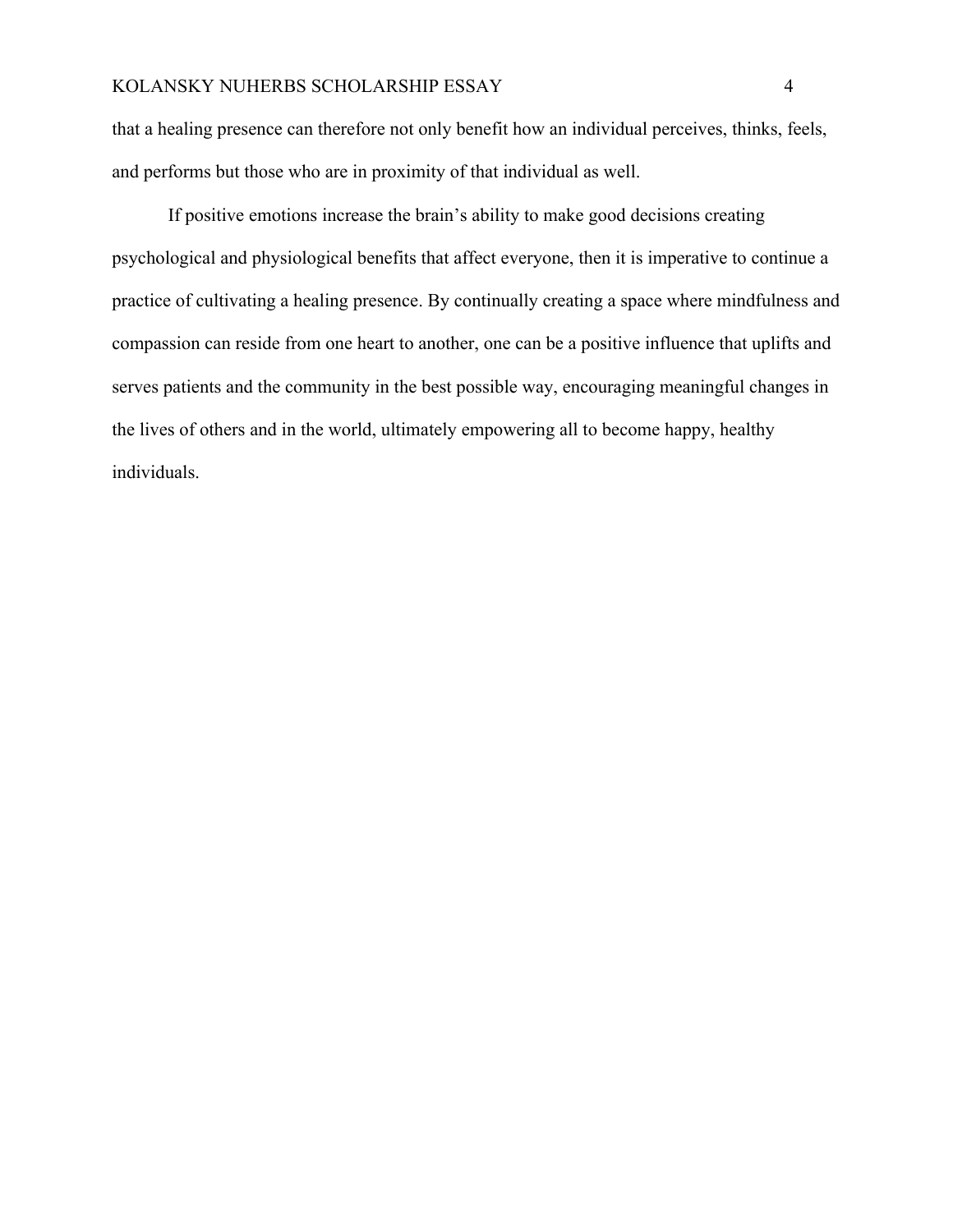that a healing presence can therefore not only benefit how an individual perceives, thinks, feels, and performs but those who are in proximity of that individual as well.

If positive emotions increase the brain's ability to make good decisions creating psychological and physiological benefits that affect everyone, then it is imperative to continue a practice of cultivating a healing presence. By continually creating a space where mindfulness and compassion can reside from one heart to another, one can be a positive influence that uplifts and serves patients and the community in the best possible way, encouraging meaningful changes in the lives of others and in the world, ultimately empowering all to become happy, healthy individuals.